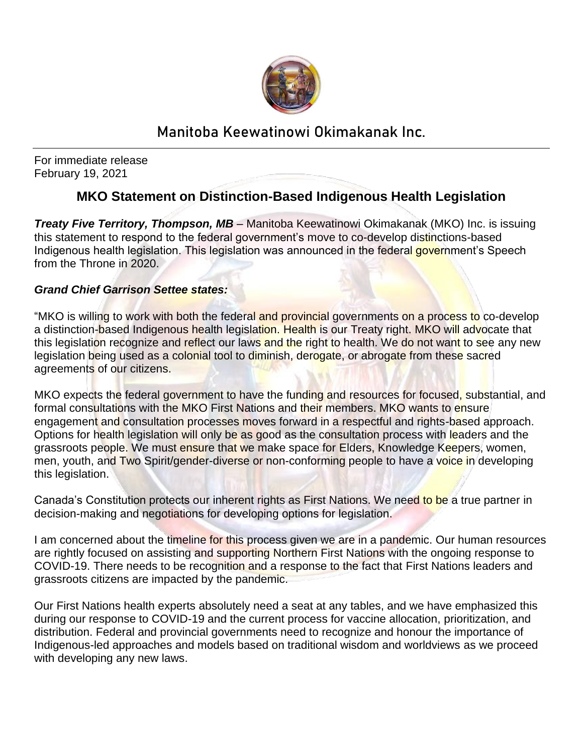# Manitoba Keewatinowi Okimakanak Inc.

For immediate release
February 19, 2021

## MKO Statement on Distinction-Based Indigenous Health Legislation

***Treaty Five Territory, Thompson, MB*** – Manitoba Keewatinowi Okimakanak (MKO) Inc. is issuing this statement to respond to the federal government's move to co-develop distinctions-based Indigenous health legislation. This legislation was announced in the federal government's Speech from the Throne in 2020.

***Grand Chief Garrison Settee states:***

"MKO is willing to work with both the federal and provincial governments on a process to co-develop a distinction-based Indigenous health legislation. Health is our Treaty right. MKO will advocate that this legislation recognize and reflect our laws and the right to health. We do not want to see any new legislation being used as a colonial tool to diminish, derogate, or abrogate from these sacred agreements of our citizens.

MKO expects the federal government to have the funding and resources for focused, substantial, and formal consultations with the MKO First Nations and their members. MKO wants to ensure engagement and consultation processes moves forward in a respectful and rights-based approach. Options for health legislation will only be as good as the consultation process with leaders and the grassroots people. We must ensure that we make space for Elders, Knowledge Keepers, women, men, youth, and Two Spirit/gender-diverse or non-conforming people to have a voice in developing this legislation.

Canada's Constitution protects our inherent rights as First Nations. We need to be a true partner in decision-making and negotiations for developing options for legislation.

I am concerned about the timeline for this process given we are in a pandemic. Our human resources are rightly focused on assisting and supporting Northern First Nations with the ongoing response to COVID-19. There needs to be recognition and a response to the fact that First Nations leaders and grassroots citizens are impacted by the pandemic.

Our First Nations health experts absolutely need a seat at any tables, and we have emphasized this during our response to COVID-19 and the current process for vaccine allocation, prioritization, and distribution. Federal and provincial governments need to recognize and honour the importance of Indigenous-led approaches and models based on traditional wisdom and worldviews as we proceed with developing any new laws.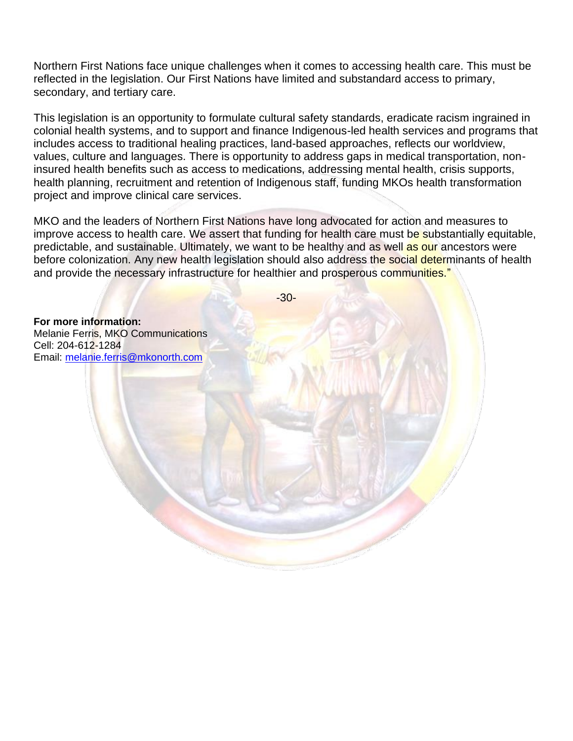Northern First Nations face unique challenges when it comes to accessing health care. This must be reflected in the legislation. Our First Nations have limited and substandard access to primary, secondary, and tertiary care.

This legislation is an opportunity to formulate cultural safety standards, eradicate racism ingrained in colonial health systems, and to support and finance Indigenous-led health services and programs that includes access to traditional healing practices, land-based approaches, reflects our worldview, values, culture and languages. There is opportunity to address gaps in medical transportation, non-insured health benefits such as access to medications, addressing mental health, crisis supports, health planning, recruitment and retention of Indigenous staff, funding MKOs health transformation project and improve clinical care services.

MKO and the leaders of Northern First Nations have long advocated for action and measures to improve access to health care. We assert that funding for health care must be substantially equitable, predictable, and sustainable. Ultimately, we want to be healthy and as well as our ancestors were before colonization. Any new health legislation should also address the social determinants of health and provide the necessary infrastructure for healthier and prosperous communities."

-30-

**For more information:**
Melanie Ferris, MKO Communications
Cell: 204-612-1284
Email: melanie.ferris@mkonorth.com